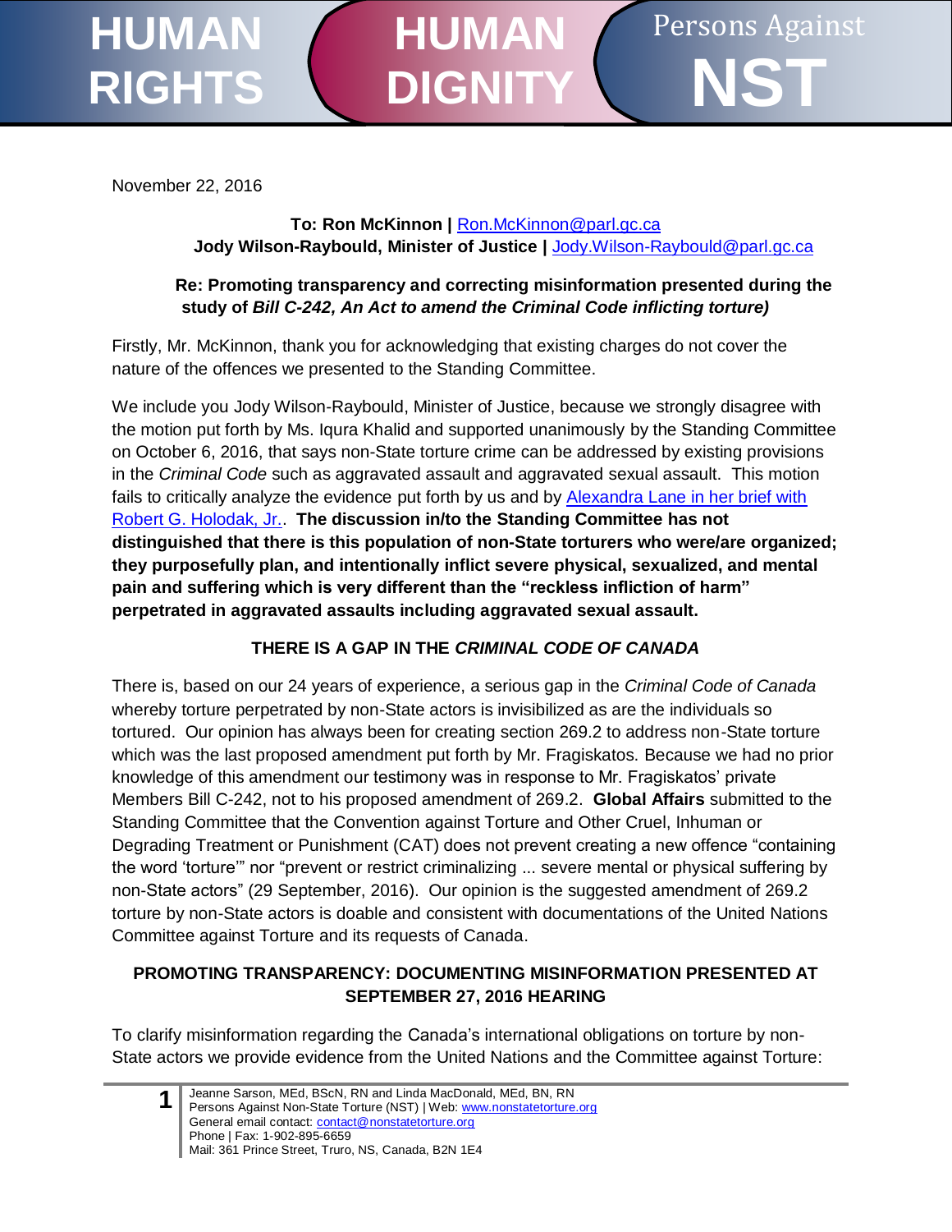HUMAN RIGHTS | HUMAN DIGNITY | Persons Against NST

November 22, 2016

**To: Ron McKinnon |** Ron.McKinnon@parl.gc.ca
**Jody Wilson-Raybould, Minister of Justice |** Jody.Wilson-Raybould@parl.gc.ca

**Re: Promoting transparency and correcting misinformation presented during the study of *Bill C-242, An Act to amend the Criminal Code inflicting torture)***

Firstly, Mr. McKinnon, thank you for acknowledging that existing charges do not cover the nature of the offences we presented to the Standing Committee.

We include you Jody Wilson-Raybould, Minister of Justice, because we strongly disagree with the motion put forth by Ms. Iqura Khalid and supported unanimously by the Standing Committee on October 6, 2016, that says non-State torture crime can be addressed by existing provisions in the *Criminal Code* such as aggravated assault and aggravated sexual assault. This motion fails to critically analyze the evidence put forth by us and by Alexandra Lane in her brief with Robert G. Holodak, Jr.. **The discussion in/to the Standing Committee has not distinguished that there is this population of non-State torturers who were/are organized; they purposefully plan, and intentionally inflict severe physical, sexualized, and mental pain and suffering which is very different than the "reckless infliction of harm" perpetrated in aggravated assaults including aggravated sexual assault.**

## THERE IS A GAP IN THE *CRIMINAL CODE OF CANADA*

There is, based on our 24 years of experience, a serious gap in the *Criminal Code of Canada* whereby torture perpetrated by non-State actors is invisibilized as are the individuals so tortured. Our opinion has always been for creating section 269.2 to address non-State torture which was the last proposed amendment put forth by Mr. Fragiskatos. Because we had no prior knowledge of this amendment our testimony was in response to Mr. Fragiskatos' private Members Bill C-242, not to his proposed amendment of 269.2. **Global Affairs** submitted to the Standing Committee that the Convention against Torture and Other Cruel, Inhuman or Degrading Treatment or Punishment (CAT) does not prevent creating a new offence "containing the word 'torture'" nor "prevent or restrict criminalizing ... severe mental or physical suffering by non-State actors" (29 September, 2016). Our opinion is the suggested amendment of 269.2 torture by non-State actors is doable and consistent with documentations of the United Nations Committee against Torture and its requests of Canada.

## PROMOTING TRANSPARENCY: DOCUMENTING MISINFORMATION PRESENTED AT SEPTEMBER 27, 2016 HEARING

To clarify misinformation regarding the Canada's international obligations on torture by non-State actors we provide evidence from the United Nations and the Committee against Torture:

Jeanne Sarson, MEd, BScN, RN and Linda MacDonald, MEd, BN, RN
Persons Against Non-State Torture (NST) | Web: www.nonstatetorture.org
General email contact: contact@nonstatetorture.org
Phone | Fax: 1-902-895-6659
Mail: 361 Prince Street, Truro, NS, Canada, B2N 1E4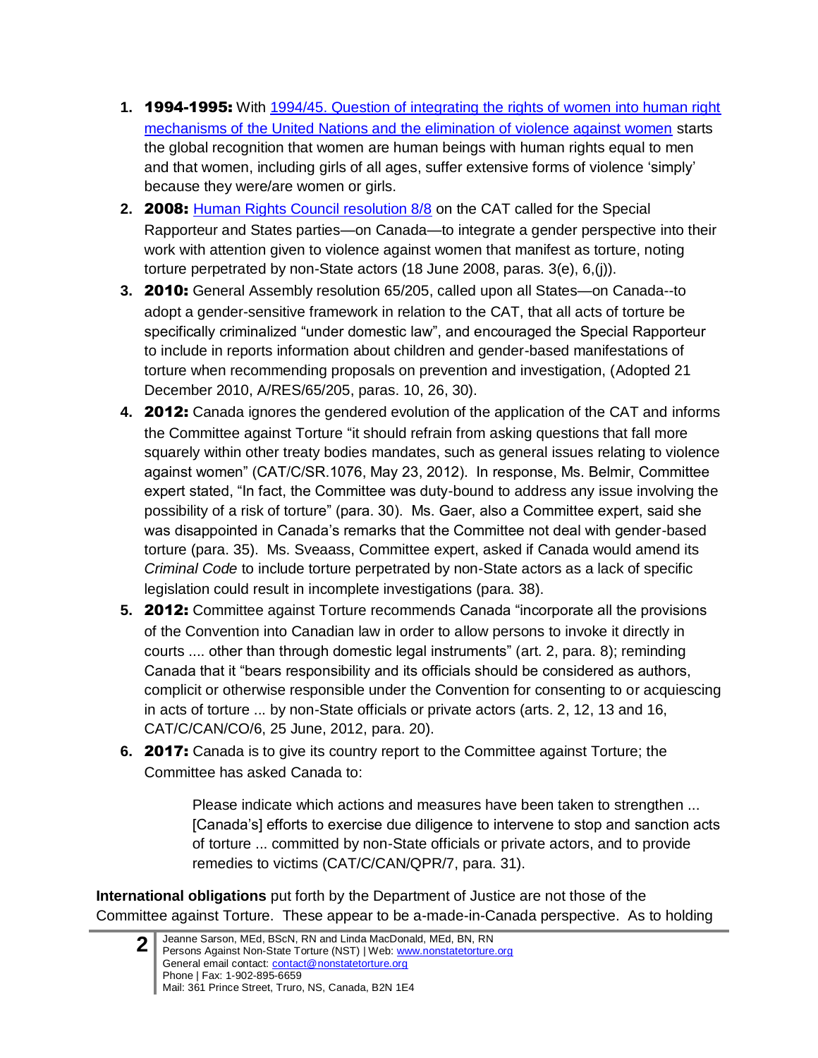1. **1994-1995:** With [1994/45. Question of integrating the rights of women into human right mechanisms of the United Nations and the elimination of violence against women]() starts the global recognition that women are human beings with human rights equal to men and that women, including girls of all ages, suffer extensive forms of violence 'simply' because they were/are women or girls.
2. **2008:** [Human Rights Council resolution 8/8]() on the CAT called for the Special Rapporteur and States parties—on Canada—to integrate a gender perspective into their work with attention given to violence against women that manifest as torture, noting torture perpetrated by non-State actors (18 June 2008, paras. 3(e), 6,(j)).
3. **2010:** General Assembly resolution 65/205, called upon all States—on Canada--to adopt a gender-sensitive framework in relation to the CAT, that all acts of torture be specifically criminalized "under domestic law", and encouraged the Special Rapporteur to include in reports information about children and gender-based manifestations of torture when recommending proposals on prevention and investigation, (Adopted 21 December 2010, A/RES/65/205, paras. 10, 26, 30).
4. **2012:** Canada ignores the gendered evolution of the application of the CAT and informs the Committee against Torture "it should refrain from asking questions that fall more squarely within other treaty bodies mandates, such as general issues relating to violence against women" (CAT/C/SR.1076, May 23, 2012). In response, Ms. Belmir, Committee expert stated, "In fact, the Committee was duty-bound to address any issue involving the possibility of a risk of torture" (para. 30). Ms. Gaer, also a Committee expert, said she was disappointed in Canada's remarks that the Committee not deal with gender-based torture (para. 35). Ms. Sveaass, Committee expert, asked if Canada would amend its *Criminal Code* to include torture perpetrated by non-State actors as a lack of specific legislation could result in incomplete investigations (para. 38).
5. **2012:** Committee against Torture recommends Canada "incorporate all the provisions of the Convention into Canadian law in order to allow persons to invoke it directly in courts .... other than through domestic legal instruments" (art. 2, para. 8); reminding Canada that it "bears responsibility and its officials should be considered as authors, complicit or otherwise responsible under the Convention for consenting to or acquiescing in acts of torture ... by non-State officials or private actors (arts. 2, 12, 13 and 16, CAT/C/CAN/CO/6, 25 June, 2012, para. 20).
6. **2017:** Canada is to give its country report to the Committee against Torture; the Committee has asked Canada to:

   > Please indicate which actions and measures have been taken to strengthen ... [Canada's] efforts to exercise due diligence to intervene to stop and sanction acts of torture ... committed by non-State officials or private actors, and to provide remedies to victims (CAT/C/CAN/QPR/7, para. 31).

**International obligations** put forth by the Department of Justice are not those of the Committee against Torture. These appear to be a-made-in-Canada perspective. As to holding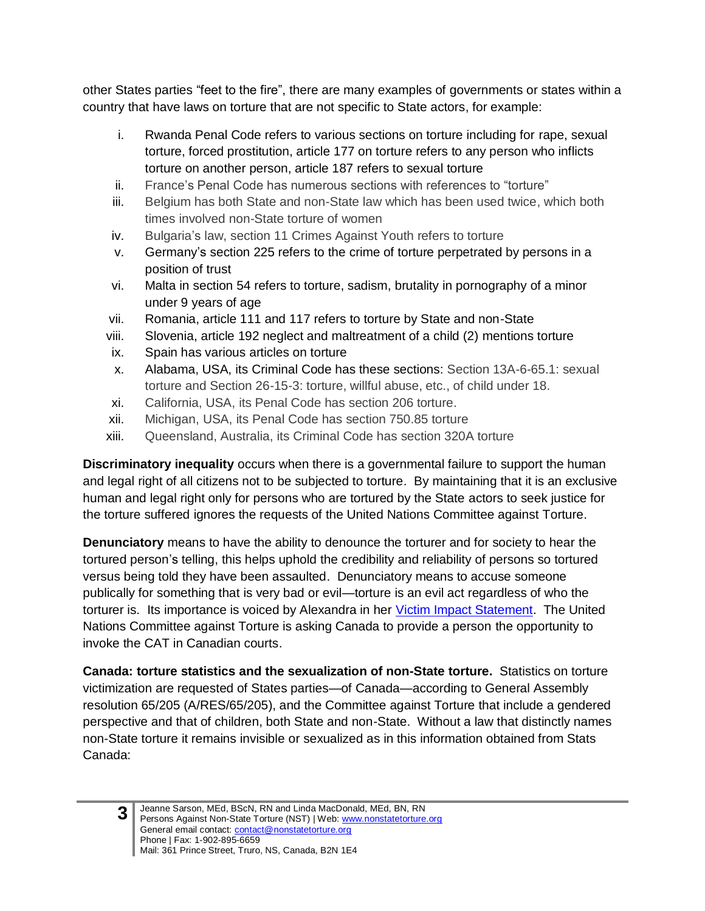other States parties "feet to the fire", there are many examples of governments or states within a country that have laws on torture that are not specific to State actors, for example:

i. Rwanda Penal Code refers to various sections on torture including for rape, sexual torture, forced prostitution, article 177 on torture refers to any person who inflicts torture on another person, article 187 refers to sexual torture
ii. France's Penal Code has numerous sections with references to "torture"
iii. Belgium has both State and non-State law which has been used twice, which both times involved non-State torture of women
iv. Bulgaria's law, section 11 Crimes Against Youth refers to torture
v. Germany's section 225 refers to the crime of torture perpetrated by persons in a position of trust
vi. Malta in section 54 refers to torture, sadism, brutality in pornography of a minor under 9 years of age
vii. Romania, article 111 and 117 refers to torture by State and non-State
viii. Slovenia, article 192 neglect and maltreatment of a child (2) mentions torture
ix. Spain has various articles on torture
x. Alabama, USA, its Criminal Code has these sections: Section 13A-6-65.1: sexual torture and Section 26-15-3: torture, willful abuse, etc., of child under 18.
xi. California, USA, its Penal Code has section 206 torture.
xii. Michigan, USA, its Penal Code has section 750.85 torture
xiii. Queensland, Australia, its Criminal Code has section 320A torture

**Discriminatory inequality** occurs when there is a governmental failure to support the human and legal right of all citizens not to be subjected to torture. By maintaining that it is an exclusive human and legal right only for persons who are tortured by the State actors to seek justice for the torture suffered ignores the requests of the United Nations Committee against Torture.

**Denunciatory** means to have the ability to denounce the torturer and for society to hear the tortured person's telling, this helps uphold the credibility and reliability of persons so tortured versus being told they have been assaulted. Denunciatory means to accuse someone publically for something that is very bad or evil—torture is an evil act regardless of who the torturer is. Its importance is voiced by Alexandra in her Victim Impact Statement. The United Nations Committee against Torture is asking Canada to provide a person the opportunity to invoke the CAT in Canadian courts.

**Canada: torture statistics and the sexualization of non-State torture.** Statistics on torture victimization are requested of States parties—of Canada—according to General Assembly resolution 65/205 (A/RES/65/205), and the Committee against Torture that include a gendered perspective and that of children, both State and non-State. Without a law that distinctly names non-State torture it remains invisible or sexualized as in this information obtained from Stats Canada: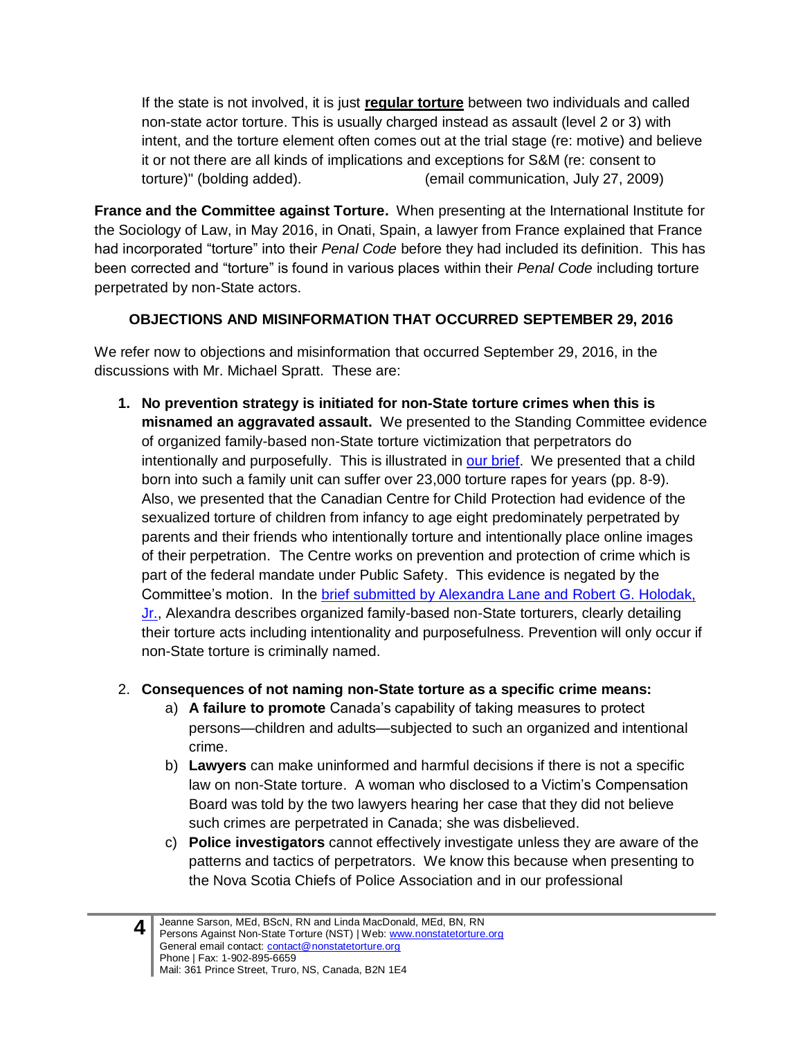> If the state is not involved, it is just **regular torture** between two individuals and called non-state actor torture. This is usually charged instead as assault (level 2 or 3) with intent, and the torture element often comes out at the trial stage (re: motive) and believe it or not there are all kinds of implications and exceptions for S&M (re: consent to torture)" (bolding added). (email communication, July 27, 2009)

**France and the Committee against Torture.** When presenting at the International Institute for the Sociology of Law, in May 2016, in Onati, Spain, a lawyer from France explained that France had incorporated "torture" into their *Penal Code* before they had included its definition. This has been corrected and "torture" is found in various places within their *Penal Code* including torture perpetrated by non-State actors.

## OBJECTIONS AND MISINFORMATION THAT OCCURRED SEPTEMBER 29, 2016

We refer now to objections and misinformation that occurred September 29, 2016, in the discussions with Mr. Michael Spratt. These are:

1. **No prevention strategy is initiated for non-State torture crimes when this is misnamed an aggravated assault.** We presented to the Standing Committee evidence of organized family-based non-State torture victimization that perpetrators do intentionally and purposefully. This is illustrated in our brief. We presented that a child born into such a family unit can suffer over 23,000 torture rapes for years (pp. 8-9). Also, we presented that the Canadian Centre for Child Protection had evidence of the sexualized torture of children from infancy to age eight predominately perpetrated by parents and their friends who intentionally torture and intentionally place online images of their perpetration. The Centre works on prevention and protection of crime which is part of the federal mandate under Public Safety. This evidence is negated by the Committee's motion. In the brief submitted by Alexandra Lane and Robert G. Holodak, Jr., Alexandra describes organized family-based non-State torturers, clearly detailing their torture acts including intentionality and purposefulness. Prevention will only occur if non-State torture is criminally named.

2. **Consequences of not naming non-State torture as a specific crime means:**
   a) **A failure to promote** Canada's capability of taking measures to protect persons—children and adults—subjected to such an organized and intentional crime.
   b) **Lawyers** can make uninformed and harmful decisions if there is not a specific law on non-State torture. A woman who disclosed to a Victim's Compensation Board was told by the two lawyers hearing her case that they did not believe such crimes are perpetrated in Canada; she was disbelieved.
   c) **Police investigators** cannot effectively investigate unless they are aware of the patterns and tactics of perpetrators. We know this because when presenting to the Nova Scotia Chiefs of Police Association and in our professional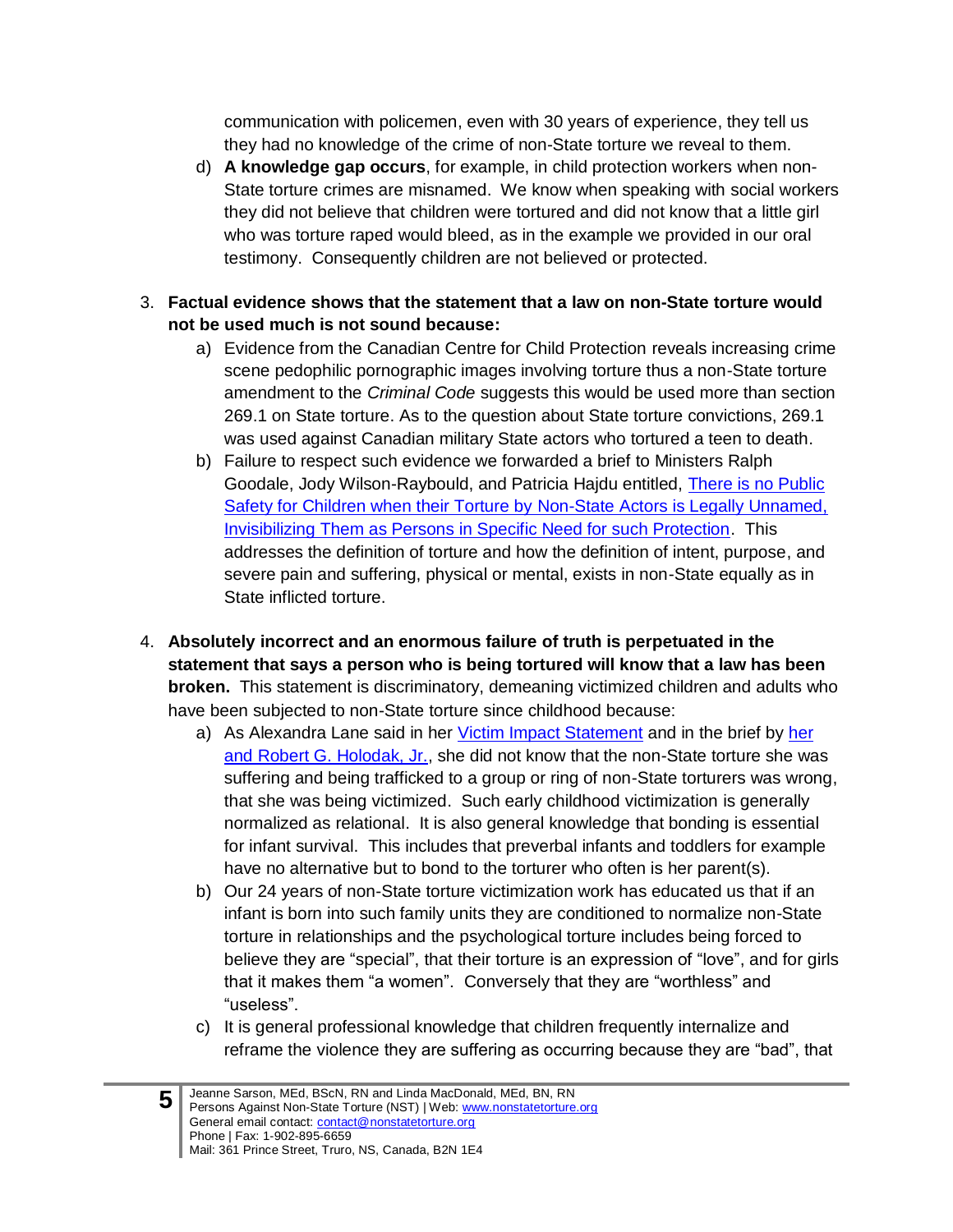communication with policemen, even with 30 years of experience, they tell us they had no knowledge of the crime of non-State torture we reveal to them.

d) **A knowledge gap occurs**, for example, in child protection workers when non-State torture crimes are misnamed. We know when speaking with social workers they did not believe that children were tortured and did not know that a little girl who was torture raped would bleed, as in the example we provided in our oral testimony. Consequently children are not believed or protected.

3. **Factual evidence shows that the statement that a law on non-State torture would not be used much is not sound because:**
   a) Evidence from the Canadian Centre for Child Protection reveals increasing crime scene pedophilic pornographic images involving torture thus a non-State torture amendment to the *Criminal Code* suggests this would be used more than section 269.1 on State torture. As to the question about State torture convictions, 269.1 was used against Canadian military State actors who tortured a teen to death.
   b) Failure to respect such evidence we forwarded a brief to Ministers Ralph Goodale, Jody Wilson-Raybould, and Patricia Hajdu entitled, There is no Public Safety for Children when their Torture by Non-State Actors is Legally Unnamed, Invisibilizing Them as Persons in Specific Need for such Protection. This addresses the definition of torture and how the definition of intent, purpose, and severe pain and suffering, physical or mental, exists in non-State equally as in State inflicted torture.

4. **Absolutely incorrect and an enormous failure of truth is perpetuated in the statement that says a person who is being tortured will know that a law has been broken.** This statement is discriminatory, demeaning victimized children and adults who have been subjected to non-State torture since childhood because:
   a) As Alexandra Lane said in her Victim Impact Statement and in the brief by her and Robert G. Holodak, Jr., she did not know that the non-State torture she was suffering and being trafficked to a group or ring of non-State torturers was wrong, that she was being victimized. Such early childhood victimization is generally normalized as relational. It is also general knowledge that bonding is essential for infant survival. This includes that preverbal infants and toddlers for example have no alternative but to bond to the torturer who often is her parent(s).
   b) Our 24 years of non-State torture victimization work has educated us that if an infant is born into such family units they are conditioned to normalize non-State torture in relationships and the psychological torture includes being forced to believe they are "special", that their torture is an expression of "love", and for girls that it makes them "a women". Conversely that they are "worthless" and "useless".
   c) It is general professional knowledge that children frequently internalize and reframe the violence they are suffering as occurring because they are "bad", that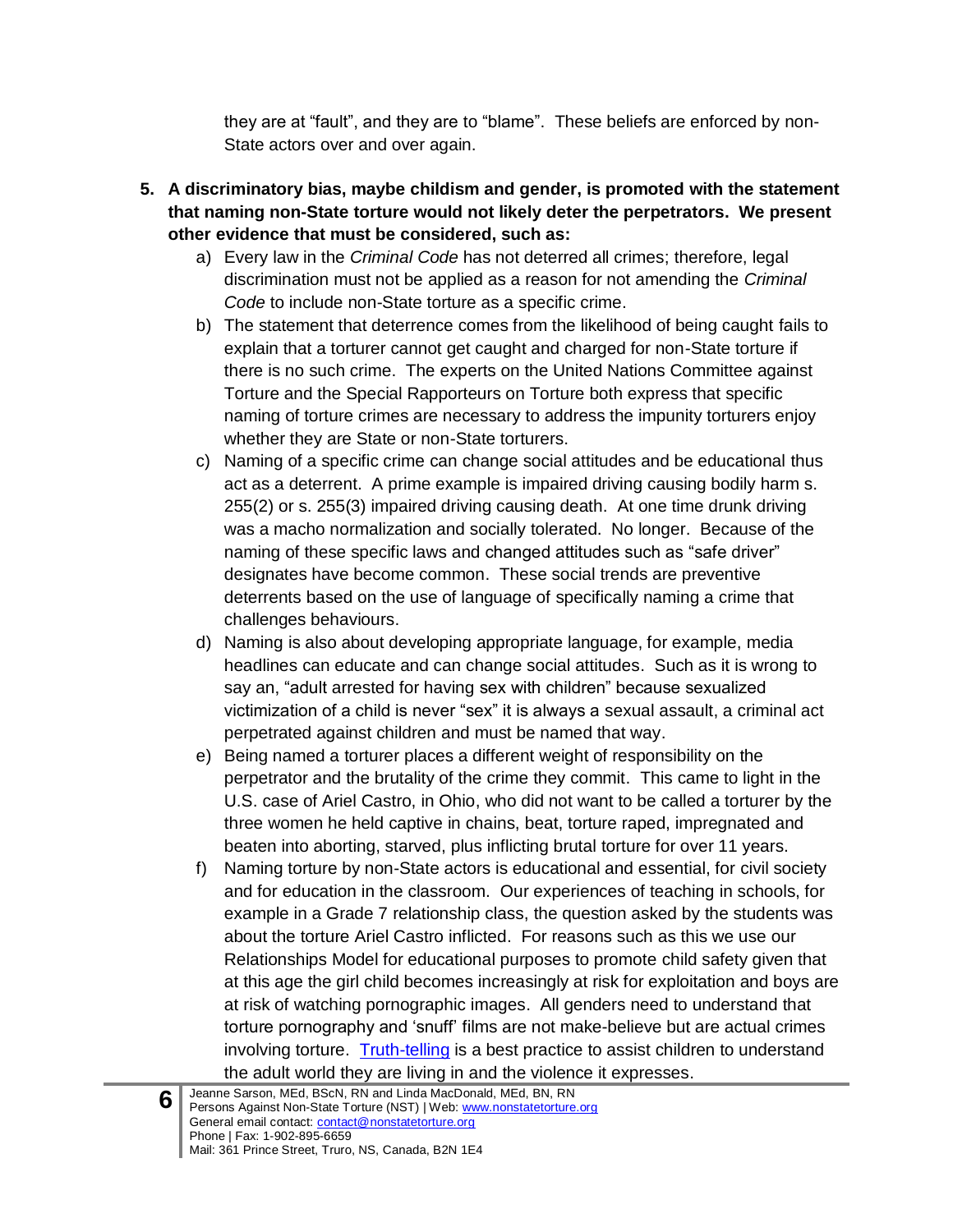they are at “fault”, and they are to “blame”. These beliefs are enforced by non-State actors over and over again.

5. **A discriminatory bias, maybe childism and gender, is promoted with the statement that naming non-State torture would not likely deter the perpetrators. We present other evidence that must be considered, such as:**
   a) Every law in the *Criminal Code* has not deterred all crimes; therefore, legal discrimination must not be applied as a reason for not amending the *Criminal Code* to include non-State torture as a specific crime.
   b) The statement that deterrence comes from the likelihood of being caught fails to explain that a torturer cannot get caught and charged for non-State torture if there is no such crime. The experts on the United Nations Committee against Torture and the Special Rapporteurs on Torture both express that specific naming of torture crimes are necessary to address the impunity torturers enjoy whether they are State or non-State torturers.
   c) Naming of a specific crime can change social attitudes and be educational thus act as a deterrent. A prime example is impaired driving causing bodily harm s. 255(2) or s. 255(3) impaired driving causing death. At one time drunk driving was a macho normalization and socially tolerated. No longer. Because of the naming of these specific laws and changed attitudes such as “safe driver” designates have become common. These social trends are preventive deterrents based on the use of language of specifically naming a crime that challenges behaviours.
   d) Naming is also about developing appropriate language, for example, media headlines can educate and can change social attitudes. Such as it is wrong to say an, “adult arrested for having sex with children” because sexualized victimization of a child is never “sex” it is always a sexual assault, a criminal act perpetrated against children and must be named that way.
   e) Being named a torturer places a different weight of responsibility on the perpetrator and the brutality of the crime they commit. This came to light in the U.S. case of Ariel Castro, in Ohio, who did not want to be called a torturer by the three women he held captive in chains, beat, torture raped, impregnated and beaten into aborting, starved, plus inflicting brutal torture for over 11 years.
   f) Naming torture by non-State actors is educational and essential, for civil society and for education in the classroom. Our experiences of teaching in schools, for example in a Grade 7 relationship class, the question asked by the students was about the torture Ariel Castro inflicted. For reasons such as this we use our Relationships Model for educational purposes to promote child safety given that at this age the girl child becomes increasingly at risk for exploitation and boys are at risk of watching pornographic images. All genders need to understand that torture pornography and ‘snuff’ films are not make-believe but are actual crimes involving torture. Truth-telling is a best practice to assist children to understand the adult world they are living in and the violence it expresses.

Jeanne Sarson, MEd, BScN, RN and Linda MacDonald, MEd, BN, RN
Persons Against Non-State Torture (NST) | Web: www.nonstatetorture.org
General email contact: contact@nonstatetorture.org
Phone | Fax: 1-902-895-6659
Mail: 361 Prince Street, Truro, NS, Canada, B2N 1E4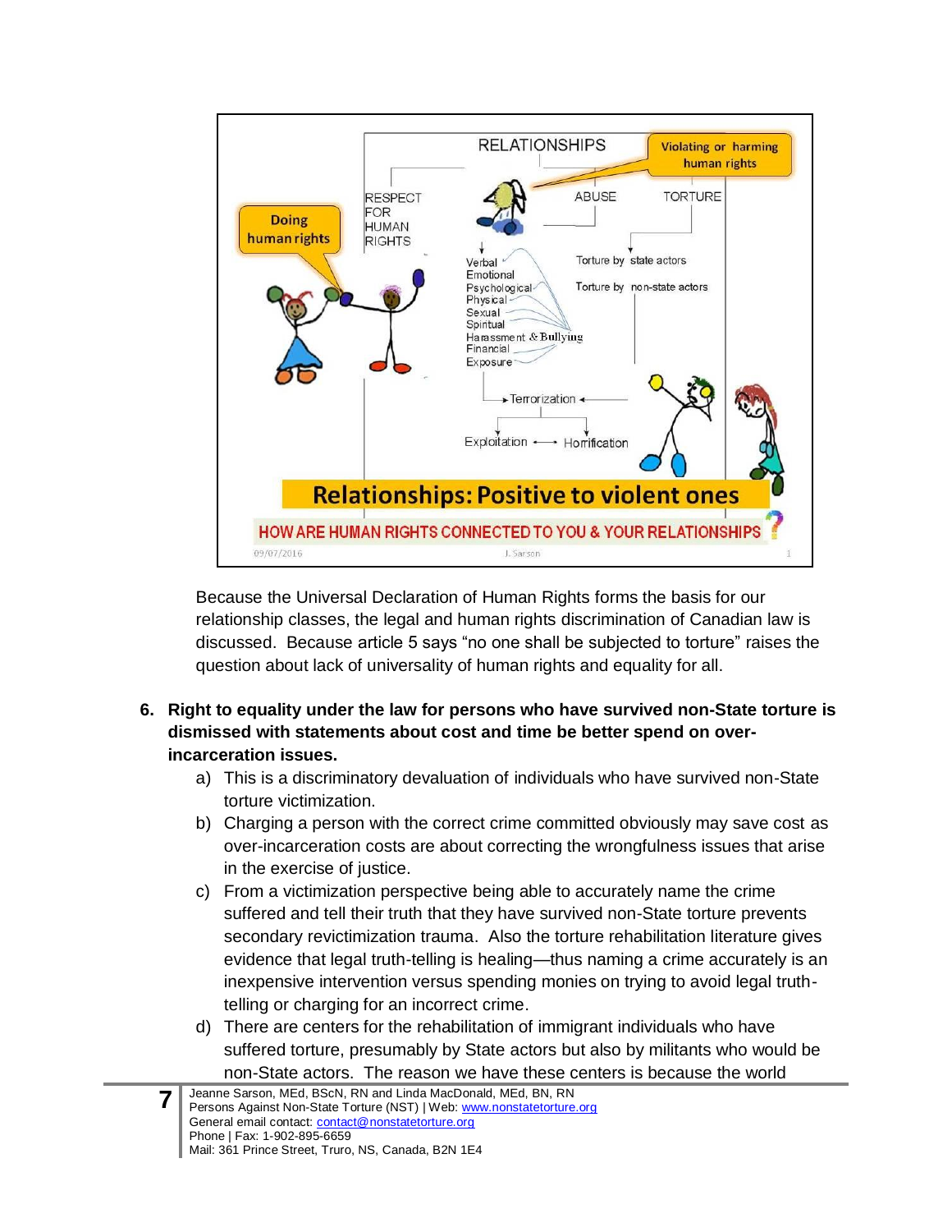Because the Universal Declaration of Human Rights forms the basis for our relationship classes, the legal and human rights discrimination of Canadian law is discussed. Because article 5 says "no one shall be subjected to torture" raises the question about lack of universality of human rights and equality for all.

6. **Right to equality under the law for persons who have survived non-State torture is dismissed with statements about cost and time be better spend on over-incarceration issues.**
   a) This is a discriminatory devaluation of individuals who have survived non-State torture victimization.
   b) Charging a person with the correct crime committed obviously may save cost as over-incarceration costs are about correcting the wrongfulness issues that arise in the exercise of justice.
   c) From a victimization perspective being able to accurately name the crime suffered and tell their truth that they have survived non-State torture prevents secondary revictimization trauma. Also the torture rehabilitation literature gives evidence that legal truth-telling is healing—thus naming a crime accurately is an inexpensive intervention versus spending monies on trying to avoid legal truth-telling or charging for an incorrect crime.
   d) There are centers for the rehabilitation of immigrant individuals who have suffered torture, presumably by State actors but also by militants who would be non-State actors. The reason we have these centers is because the world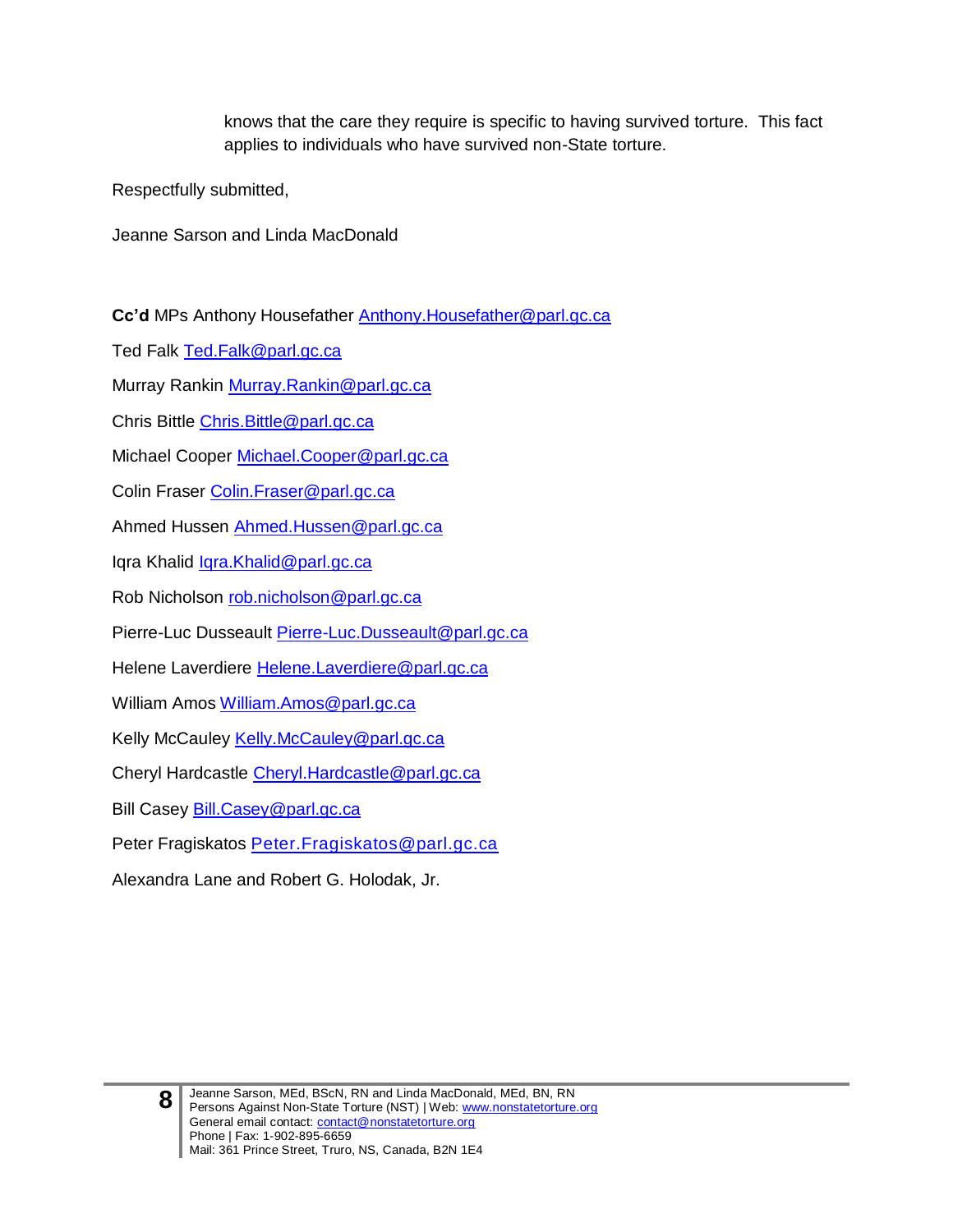knows that the care they require is specific to having survived torture. This fact applies to individuals who have survived non-State torture.

Respectfully submitted,

Jeanne Sarson and Linda MacDonald

**Cc'd** MPs Anthony Housefather Anthony.Housefather@parl.gc.ca

Ted Falk Ted.Falk@parl.gc.ca

Murray Rankin Murray.Rankin@parl.gc.ca

Chris Bittle Chris.Bittle@parl.gc.ca

Michael Cooper Michael.Cooper@parl.gc.ca

Colin Fraser Colin.Fraser@parl.gc.ca

Ahmed Hussen Ahmed.Hussen@parl.gc.ca

Iqra Khalid Iqra.Khalid@parl.gc.ca

Rob Nicholson rob.nicholson@parl.gc.ca

Pierre-Luc Dusseault Pierre-Luc.Dusseault@parl.gc.ca

Helene Laverdiere Helene.Laverdiere@parl.gc.ca

William Amos William.Amos@parl.gc.ca

Kelly McCauley Kelly.McCauley@parl.gc.ca

Cheryl Hardcastle Cheryl.Hardcastle@parl.gc.ca

Bill Casey Bill.Casey@parl.gc.ca

Peter Fragiskatos Peter.Fragiskatos@parl.gc.ca

Alexandra Lane and Robert G. Holodak, Jr.